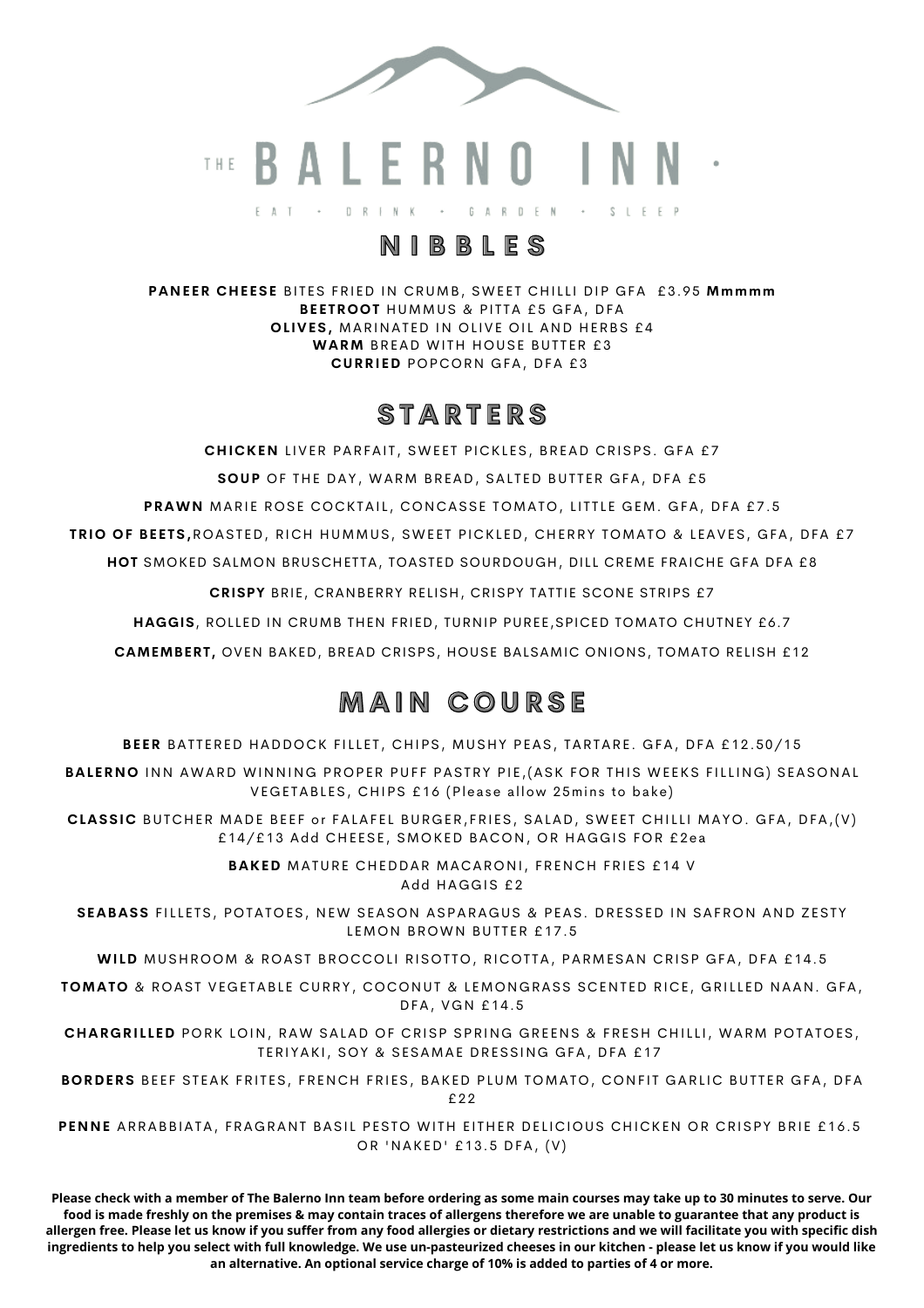# THE BALERNO INN

EAT • DRINK • GARDEN • SLEEP

## NIBBLES

**PANEER CHEESE** BITES FRIED IN CRUMB, SWEET CHILLI DIP GFA £3.95 **Mmmmm**
**BEETROOT** HUMMUS & PITTA £5 GFA, DFA
**OLIVES,** MARINATED IN OLIVE OIL AND HERBS £4
**WARM** BREAD WITH HOUSE BUTTER £3
**CURRIED** POPCORN GFA, DFA £3

## STARTERS

**CHICKEN** LIVER PARFAIT, SWEET PICKLES, BREAD CRISPS. GFA £7

**SOUP** OF THE DAY, WARM BREAD, SALTED BUTTER GFA, DFA £5

**PRAWN** MARIE ROSE COCKTAIL, CONCASSE TOMATO, LITTLE GEM. GFA, DFA £7.5

**TRIO OF BEETS,**ROASTED, RICH HUMMUS, SWEET PICKLED, CHERRY TOMATO & LEAVES, GFA, DFA £7

**HOT** SMOKED SALMON BRUSCHETTA, TOASTED SOURDOUGH, DILL CREME FRAICHE GFA DFA £8

**CRISPY** BRIE, CRANBERRY RELISH, CRISPY TATTIE SCONE STRIPS £7

**HAGGIS**, ROLLED IN CRUMB THEN FRIED, TURNIP PUREE,SPICED TOMATO CHUTNEY £6.7

**CAMEMBERT,** OVEN BAKED, BREAD CRISPS, HOUSE BALSAMIC ONIONS, TOMATO RELISH £12

## MAIN COURSE

**BEER** BATTERED HADDOCK FILLET, CHIPS, MUSHY PEAS, TARTARE. GFA, DFA £12.50/15

**BALERNO** INN AWARD WINNING PROPER PUFF PASTRY PIE,(ASK FOR THIS WEEKS FILLING) SEASONAL VEGETABLES, CHIPS £16 (Please allow 25mins to bake)

**CLASSIC** BUTCHER MADE BEEF or FALAFEL BURGER,FRIES, SALAD, SWEET CHILLI MAYO. GFA, DFA,(V) £14/£13 Add CHEESE, SMOKED BACON, OR HAGGIS FOR £2ea

**BAKED** MATURE CHEDDAR MACARONI, FRENCH FRIES £14 V
Add HAGGIS £2

**SEABASS** FILLETS, POTATOES, NEW SEASON ASPARAGUS & PEAS. DRESSED IN SAFRON AND ZESTY LEMON BROWN BUTTER £17.5

**WILD** MUSHROOM & ROAST BROCCOLI RISOTTO, RICOTTA, PARMESAN CRISP GFA, DFA £14.5

**TOMATO** & ROAST VEGETABLE CURRY, COCONUT & LEMONGRASS SCENTED RICE, GRILLED NAAN. GFA, DFA, VGN £14.5

**CHARGRILLED** PORK LOIN, RAW SALAD OF CRISP SPRING GREENS & FRESH CHILLI, WARM POTATOES, TERIYAKI, SOY & SESAMAE DRESSING GFA, DFA £17

**BORDERS** BEEF STEAK FRITES, FRENCH FRIES, BAKED PLUM TOMATO, CONFIT GARLIC BUTTER GFA, DFA £22

**PENNE** ARRABBIATA, FRAGRANT BASIL PESTO WITH EITHER DELICIOUS CHICKEN OR CRISPY BRIE £16.5 OR 'NAKED' £13.5 DFA, (V)

**Please check with a member of The Balerno Inn team before ordering as some main courses may take up to 30 minutes to serve. Our food is made freshly on the premises & may contain traces of allergens therefore we are unable to guarantee that any product is allergen free. Please let us know if you suffer from any food allergies or dietary restrictions and we will facilitate you with specific dish ingredients to help you select with full knowledge. We use un-pasteurized cheeses in our kitchen - please let us know if you would like an alternative. An optional service charge of 10% is added to parties of 4 or more.**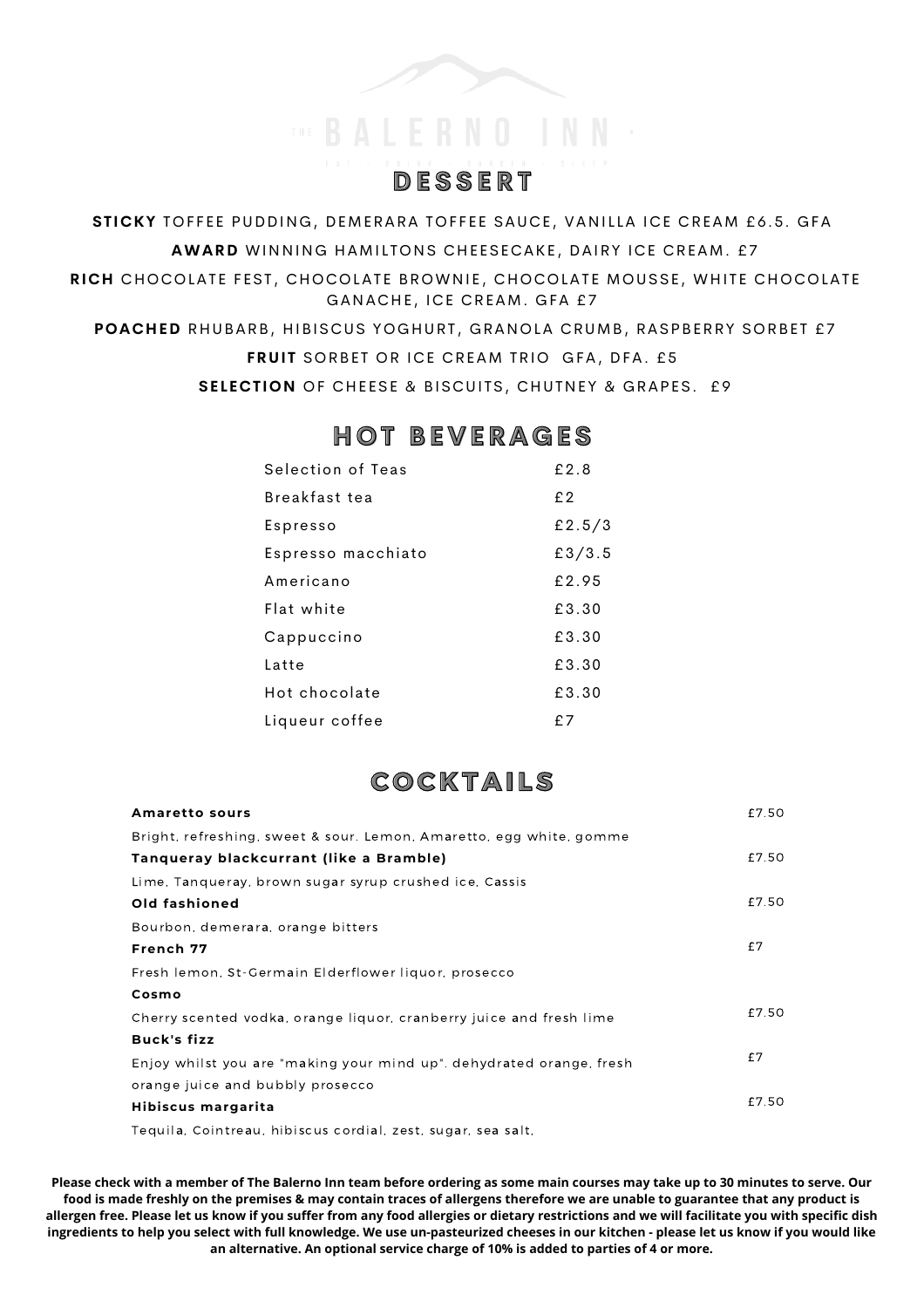THE BALERNO INN

# DESSERT

**STICKY** TOFFEE PUDDING, DEMERARA TOFFEE SAUCE, VANILLA ICE CREAM £6.5. GFA

**AWARD** WINNING HAMILTONS CHEESECAKE, DAIRY ICE CREAM. £7

**RICH** CHOCOLATE FEST, CHOCOLATE BROWNIE, CHOCOLATE MOUSSE, WHITE CHOCOLATE GANACHE, ICE CREAM. GFA £7

**POACHED** RHUBARB, HIBISCUS YOGHURT, GRANOLA CRUMB, RASPBERRY SORBET £7

**FRUIT** SORBET OR ICE CREAM TRIO GFA, DFA. £5

**SELECTION** OF CHEESE & BISCUITS, CHUTNEY & GRAPES. £9

# HOT BEVERAGES

| | |
|---|---|
| Selection of Teas | £2.8 |
| Breakfast tea | £2 |
| Espresso | £2.5/3 |
| Espresso macchiato | £3/3.5 |
| Americano | £2.95 |
| Flat white | £3.30 |
| Cappuccino | £3.30 |
| Latte | £3.30 |
| Hot chocolate | £3.30 |
| Liqueur coffee | £7 |

# COCKTAILS

**Amaretto sours** £7.50
Bright, refreshing, sweet & sour. Lemon, Amaretto, egg white, gomme

**Tanqueray blackcurrant (like a Bramble)** £7.50
Lime, Tanqueray, brown sugar syrup crushed ice, Cassis

**Old fashioned** £7.50
Bourbon, demerara, orange bitters

**French 77** £7
Fresh lemon, St-Germain Elderflower liquor, prosecco

**Cosmo** £7.50
Cherry scented vodka, orange liquor, cranberry juice and fresh lime

**Buck's fizz** £7
Enjoy whilst you are "making your mind up". dehydrated orange, fresh orange juice and bubbly prosecco

**Hibiscus margarita** £7.50
Tequila, Cointreau, hibiscus cordial, zest, sugar, sea salt,

**Please check with a member of The Balerno Inn team before ordering as some main courses may take up to 30 minutes to serve. Our food is made freshly on the premises & may contain traces of allergens therefore we are unable to guarantee that any product is allergen free. Please let us know if you suffer from any food allergies or dietary restrictions and we will facilitate you with specific dish ingredients to help you select with full knowledge. We use un-pasteurized cheeses in our kitchen - please let us know if you would like an alternative. An optional service charge of 10% is added to parties of 4 or more.**